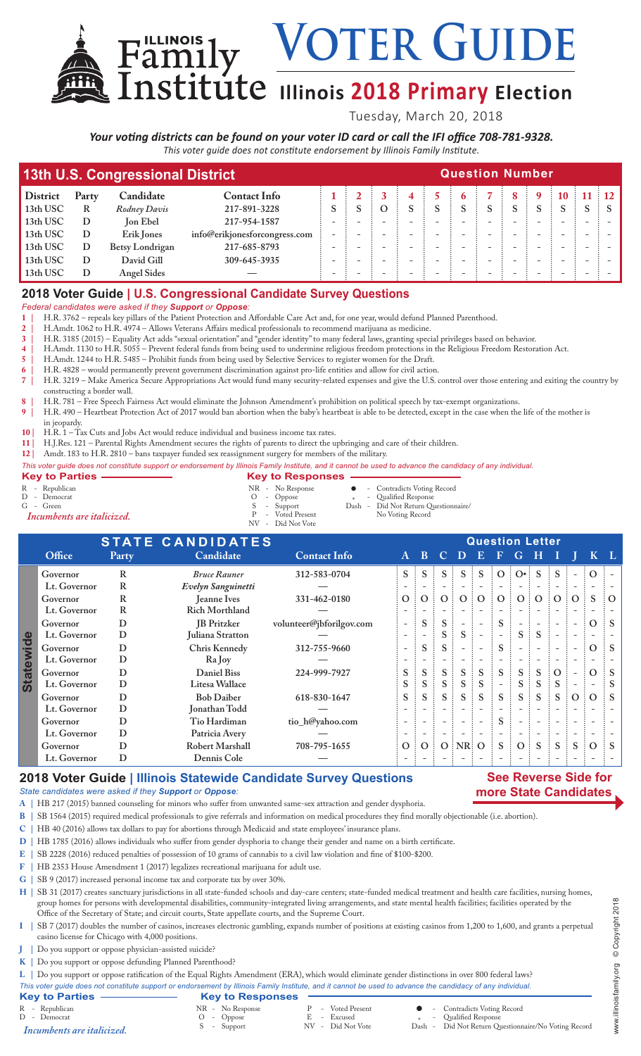# Illinois Family Institute VOTER GUIDE

## Illinois 2018 Primary Election

Tuesday, March 20, 2018

***Your voting districts can be found on your voter ID card or call the IFI office 708-781-9328.***

*This voter guide does not constitute endorsement by Illinois Family Institute.*

## 13th U.S. Congressional District

| District | Party | Candidate | Contact Info | 1 | 2 | 3 | 4 | 5 | 6 | 7 | 8 | 9 | 10 | 11 | 12 |
|---|---|---|---|---|---|---|---|---|---|---|---|---|---|---|---|
| 13th USC | R | *Rodney Davis* | 217-891-3228 | S | S | O | S | S | S | S | S | S | S | S | S |
| 13th USC | D | Jon Ebel | 217-954-1587 | - | - | - | - | - | - | - | - | - | - | - | - |
| 13th USC | D | Erik Jones | info@erikjonesforcongress.com | - | - | - | - | - | - | - | - | - | - | - | - |
| 13th USC | D | Betsy Londrigan | 217-685-8793 | - | - | - | - | - | - | - | - | - | - | - | - |
| 13th USC | D | David Gill | 309-645-3935 | - | - | - | - | - | - | - | - | - | - | - | - |
| 13th USC | D | Angel Sides | — | - | - | - | - | - | - | - | - | - | - | - | - |

## 2018 Voter Guide | U.S. Congressional Candidate Survey Questions

*Federal candidates were asked if they **Support** or **Oppose**:*

1. H.R. 3762 – repeals key pillars of the Patient Protection and Affordable Care Act and, for one year, would defund Planned Parenthood.
2. H.Amdt. 1062 to H.R. 4974 – Allows Veterans Affairs medical professionals to recommend marijuana as medicine.
3. H.R. 3185 (2015) – Equality Act adds "sexual orientation" and "gender identity" to many federal laws, granting special privileges based on behavior.
4. H.Amdt. 1130 to H.R. 5055 – Prevent federal funds from being used to undermine religious freedom protections in the Religious Freedom Restoration Act.
5. H.Amdt. 1244 to H.R. 5485 – Prohibit funds from being used by Selective Services to register women for the Draft.
6. H.R. 4828 – would permanently prevent government discrimination against pro-life entities and allow for civil action.
7. H.R. 3219 – Make America Secure Appropriations Act would fund many security-related expenses and give the U.S. control over those entering and exiting the country by constructing a border wall.
8. H.R. 781 – Free Speech Fairness Act would eliminate the Johnson Amendment's prohibition on political speech by tax-exempt organizations.
9. H.R. 490 – Heartbeat Protection Act of 2017 would ban abortion when the baby's heartbeat is able to be detected, except in the case when the life of the mother is in jeopardy.
10. H.R. 1 – Tax Cuts and Jobs Act would reduce individual and business income tax rates.
11. H.J.Res. 121 – Parental Rights Amendment secures the rights of parents to direct the upbringing and care of their children.
12. Amdt. 183 to H.R. 2810 – bans taxpayer funded sex reassignment surgery for members of the military.

*This voter guide does not constitute support or endorsement by Illinois Family Institute, and it cannot be used to advance the candidacy of any individual.*

**Key to Parties**
- R - Republican
- D - Democrat
- G - Green

*Incumbents are italicized.*

**Key to Responses**
- NR - No Response
- O - Oppose
- S - Support
- P - Voted Present
- NV - Did Not Vote
- ● - Contradicts Voting Record
- • - Qualified Response
- Dash - Did Not Return Questionnaire/No Voting Record

## STATE CANDIDATES (Statewide)

| Office | Party | Candidate | Contact Info | A | B | C | D | E | F | G | H | I | J | K | L |
|---|---|---|---|---|---|---|---|---|---|---|---|---|---|---|---|
| Governor | R | *Bruce Rauner* | 312-583-0704 | S | S | S | S | S | O | O• | S | S | - | O | - |
| Lt. Governor | R | *Evelyn Sanguinetti* | — | - | - | - | - | - | - | - | - | - | - | - | - |
| Governor | R | Jeanne Ives | 331-462-0180 | O | O | O | O | O | O | O | O | O | O | S | O |
| Lt. Governor | R | Rich Morthland | — | - | - | - | - | - | - | - | - | - | - | - | - |
| Governor | D | JB Pritzker | volunteer@jbforilgov.com | - | S | S | - | - | S | - | - | - | - | O | S |
| Lt. Governor | D | Juliana Stratton | | - | - | S | S | - | - | S | S | - | - | - | - |
| Governor | D | Chris Kennedy | 312-755-9660 | - | S | S | - | - | S | - | - | - | - | O | S |
| Lt. Governor | D | Ra Joy | — | - | - | - | - | - | - | - | - | - | - | - | - |
| Governor | D | Daniel Biss | 224-999-7927 | S | S | S | S | S | S | S | S | O | - | O | S |
| Lt. Governor | D | Litesa Wallace | | S | S | S | S | S | - | S | S | S | - | - | S |
| Governor | D | Bob Daiber | 618-830-1647 | S | S | S | S | S | S | S | S | S | O | O | S |
| Lt. Governor | D | Jonathan Todd | — | - | - | - | - | - | - | - | - | - | - | - | - |
| Governor | D | Tio Hardiman | tio_h@yahoo.com | - | - | - | - | - | S | - | - | - | - | - | - |
| Lt. Governor | D | Patricia Avery | — | - | - | - | - | - | - | - | - | - | - | - | - |
| Governor | D | Robert Marshall | 708-795-1655 | O | O | O | NR | O | S | O | S | S | S | O | S |
| Lt. Governor | D | Dennis Cole | — | - | - | - | - | - | - | - | - | - | - | - | - |

## 2018 Voter Guide | Illinois Statewide Candidate Survey Questions

**See Reverse Side for more State Candidates**

*State candidates were asked if they **Support** or **Oppose**:*

- **A** | HB 217 (2015) banned counseling for minors who suffer from unwanted same-sex attraction and gender dysphoria.
- **B** | SB 1564 (2015) required medical professionals to give referrals and information on medical procedures they find morally objectionable (i.e. abortion).
- **C** | HB 40 (2016) allows tax dollars to pay for abortions through Medicaid and state employees' insurance plans.
- **D** | HB 1785 (2016) allows individuals who suffer from gender dysphoria to change their gender and name on a birth certificate.
- **E** | SB 2228 (2016) reduced penalties of possession of 10 grams of cannabis to a civil law violation and fine of $100-$200.
- **F** | HB 2353 House Amendment 1 (2017) legalizes recreational marijuana for adult use.
- **G** | SB 9 (2017) increased personal income tax and corporate tax by over 30%.
- **H** | SB 31 (2017) creates sanctuary jurisdictions in all state-funded schools and day-care centers; state-funded medical treatment and health care facilities, nursing homes, group homes for persons with developmental disabilities, community-integrated living arrangements, and state mental health facilities; facilities operated by the Office of the Secretary of State; and circuit courts, State appellate courts, and the Supreme Court.
- **I** | SB 7 (2017) doubles the number of casinos, increases electronic gambling, expands number of positions at existing casinos from 1,200 to 1,600, and grants a perpetual casino license for Chicago with 4,000 positions.
- **J** | Do you support or oppose physician-assisted suicide?
- **K** | Do you support or oppose defunding Planned Parenthood?
- **L** | Do you support or oppose ratification of the Equal Rights Amendment (ERA), which would eliminate gender distinctions in over 800 federal laws?

*This voter guide does not constitute support or endorsement by Illinois Family Institute, and it cannot be used to advance the candidacy of any individual.*

**Key to Parties**
- R - Republican
- D - Democrat

*Incumbents are italicized.*

**Key to Responses**
- NR - No Response
- O - Oppose
- S - Support
- P - Voted Present
- E - Excused
- NV - Did Not Vote
- ● - Contradicts Voting Record
- • - Qualified Response
- Dash - Did Not Return Questionnaire/No Voting Record

www.illinoisfamily.org © Copyright 2018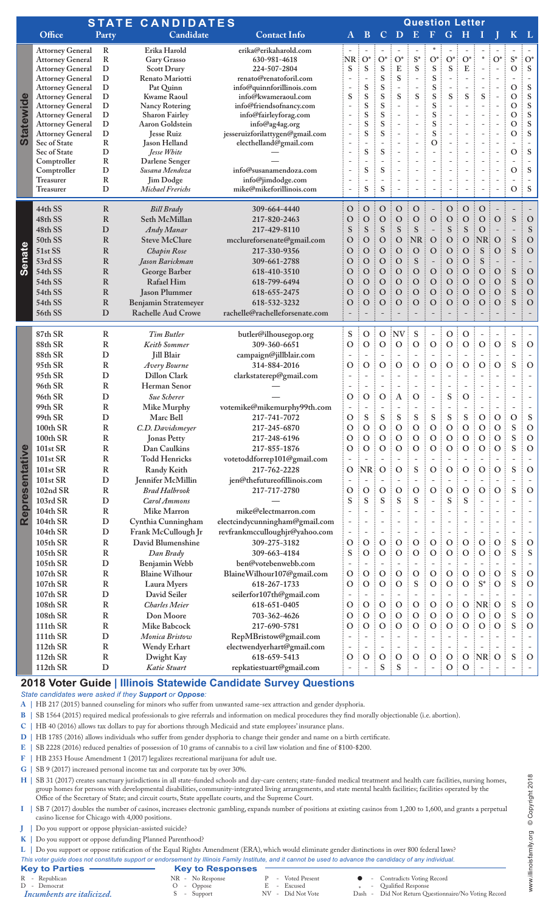| | Office | Party | Candidate | Contact Info | A | B | C | D | E | F | G | H | I | J | K | L |
|---|---|---|---|---|---|---|---|---|---|---|---|---|---|---|---|---|
| **Statewide** | Attorney General | R | Erika Harold | erika@erikaharold.com | - | - | - | - | - | * | - | - | - | - | - | - |
| | Attorney General | R | Gary Grasso | 630-981-4618 | NR | O* | O* | O* | S* | O* | O* | O* | * | O* | S* | O* |
| | Attorney General | D | Scott Drury | 224-507-2804 | S | S | S | E | S | S | S | E | - | - | O | S |
| | Attorney General | D | Renato Mariotti | renato@renatoforil.com | - | - | S | S | - | S | - | - | - | - | - | - |
| | Attorney General | D | Pat Quinn | info@quinnforillinois.com | - | S | S | - | - | S | - | - | - | - | O | S |
| | Attorney General | D | Kwame Raoul | info@kwameraoul.com | S | S | S | S | S | S | S | S | S | - | O | S |
| | Attorney General | D | Nancy Rotering | info@friendsofnancy.com | - | S | S | - | - | S | - | - | - | - | O | S |
| | Attorney General | D | Sharon Fairley | info@fairleyforag.com | - | S | S | - | - | S | - | - | - | - | O | S |
| | Attorney General | D | Aaron Goldstein | info@ag4ag.org | - | S | S | - | - | S | - | - | - | - | O | S |
| | Attorney General | D | Jesse Ruiz | jesseruizforilattygen@gmail.com | - | S | S | - | - | S | - | - | - | - | O | S |
| | Sec of State | R | Jason Helland | electhelland@gmail.com | - | - | - | - | - | O | - | - | - | - | - | - |
| | Sec of State | D | *Jesse White* | — | - | S | S | - | - | - | - | - | - | - | O | S |
| | Comptroller | R | Darlene Senger | | - | - | - | - | - | - | - | - | - | - | - | - |
| | Comptroller | D | *Susana Mendoza* | info@susanamendoza.com | - | S | S | - | - | - | - | - | - | - | O | S |
| | Treasurer | R | Jim Dodge | info@jimdodge.com | - | - | - | - | - | - | - | - | - | - | - | - |
| | Treasurer | D | *Michael Frerichs* | mike@mikeforillinois.com | - | S | S | - | - | - | - | - | - | - | O | S |
| **Senate** | 44th SS | R | *Bill Brady* | 309-664-4440 | O | O | O | O | O | - | O | O | O | - | - | - |
| | 48th SS | R | Seth McMillan | 217-820-2463 | O | O | O | O | O | O | O | O | O | O | S | O |
| | 48th SS | D | *Andy Manar* | 217-429-8110 | S | S | S | S | S | - | S | S | O | - | - | S |
| | 50th SS | R | Steve McClure | mcclureforsenate@gmail.com | O | O | O | O | NR | O | O | O | NR | O | S | O |
| | 51st SS | R | *Chapin Rose* | 217-330-9356 | O | O | O | O | O | O | O | O | S | O | S | O |
| | 53rd SS | R | *Jason Barickman* | 309-661-2788 | O | O | O | O | S | - | O | O | S | - | - | - |
| | 54th SS | R | George Barber | 618-410-3510 | O | O | O | O | O | O | O | O | O | O | S | O |
| | 54th SS | R | Rafael Him | 618-799-6494 | O | O | O | O | O | O | O | O | O | O | S | O |
| | 54th SS | R | Jason Plummer | 618-655-2475 | O | O | O | O | O | O | O | O | O | O | S | O |
| | 54th SS | R | Benjamin Stratemeyer | 618-532-3232 | O | O | O | O | O | O | O | O | O | O | S | O |
| | 56th SS | D | Rachelle Aud Crowe | rachelle@rachelleforsenate.com | - | - | - | - | - | - | - | - | - | - | - | - |
| **Representative** | 87th SR | R | *Tim Butler* | butler@ilhousegop.org | S | O | O | NV | S | - | O | O | - | - | - | - |
| | 88th SR | R | *Keith Sommer* | 309-360-6651 | O | O | O | O | O | O | O | O | O | O | S | O |
| | 88th SR | D | Jill Blair | campaign@jillblair.com | - | - | - | - | - | - | - | - | - | - | - | - |
| | 95th SR | R | *Avery Bourne* | 314-884-2016 | O | O | O | O | O | O | O | O | O | O | S | O |
| | 95th SR | D | Dillon Clark | clarkstaterep@gmail.com | - | - | - | - | - | - | - | - | - | - | - | - |
| | 96th SR | R | Herman Senor | — | - | - | - | - | - | - | - | - | - | - | - | - |
| | 96th SR | D | *Sue Scherer* | — | O | O | O | A | O | - | S | O | - | - | - | - |
| | 99th SR | R | Mike Murphy | votemike@mikemurphy99th.com | - | - | - | - | - | - | - | - | - | - | - | - |
| | 99th SR | D | Marc Bell | 217-741-7072 | O | S | S | S | S | S | S | S | O | O | O | S |
| | 100th SR | R | *C.D. Davidsmeyer* | 217-245-6870 | O | O | O | O | O | O | O | O | O | O | S | O |
| | 100th SR | R | Jonas Petty | 217-248-6196 | O | O | O | O | O | O | O | O | O | O | S | O |
| | 101st SR | R | Dan Caulkins | 217-855-1876 | O | O | O | O | O | O | O | O | O | O | S | O |
| | 101st SR | R | Todd Henricks | votetoddforrep101@gmail.com | - | - | - | - | - | - | - | - | - | - | - | - |
| | 101st SR | R | Randy Keith | 217-762-2228 | O | NR | O | O | S | O | O | O | O | O | S | O |
| | 101st SR | D | Jennifer McMillin | jen@thefutureofillinois.com | - | - | - | - | - | - | - | - | - | - | - | - |
| | 102nd SR | R | *Brad Halbrook* | 217-717-2780 | O | O | O | O | O | O | O | O | O | O | S | O |
| | 103rd SR | D | *Carol Ammons* | | S | S | S | S | S | - | S | S | - | - | - | - |
| | 104th SR | R | Mike Marron | mike@electmarron.com | - | - | - | - | - | - | - | - | - | - | - | - |
| | 104th SR | D | Cynthia Cunningham | electcindycunningham@gmail.com | - | - | - | - | - | - | - | - | - | - | - | - |
| | 104th SR | D | Frank McCullough Jr | revfrankmcculloughjr@yahoo.com | - | - | - | - | - | - | - | - | - | - | - | - |
| | 105th SR | R | David Blumenshine | 309-275-3182 | O | O | O | O | O | O | O | O | O | O | S | O |
| | 105th SR | R | *Dan Brady* | 309-663-4184 | S | O | O | O | O | O | O | O | O | O | S | S |
| | 105th SR | D | Benjamin Webb | ben@votebenwebb.com | - | - | - | - | - | - | - | - | - | - | - | - |
| | 107th SR | R | Blaine Wilhour | BlaineWilhour107@gmail.com | O | O | O | O | O | O | O | O | O | O | S | O |
| | 107th SR | R | Laura Myers | 618-267-1733 | O | O | O | O | S | O | O | O | S* | O | S | O |
| | 107th SR | D | David Seiler | seilerfor107th@gmail.com | - | - | - | - | - | - | - | - | - | - | - | - |
| | 108th SR | R | *Charles Meier* | 618-651-0405 | O | O | O | O | O | O | O | O | NR | O | S | O |
| | 108th SR | R | Don Moore | 703-362-4626 | O | O | O | O | O | O | O | O | O | O | S | O |
| | 111th SR | R | Mike Babcock | 217-690-5781 | O | O | O | O | O | O | O | O | O | O | S | O |
| | 111th SR | D | *Monica Bristow* | RepMBristow@gmail.com | - | - | - | - | - | - | - | - | - | - | - | - |
| | 112th SR | R | Wendy Erhart | electwendyerhart@gmail.com | - | - | - | - | - | - | - | - | - | - | - | - |
| | 112th SR | R | Dwight Kay | 618-659-5413 | O | O | O | O | O | O | O | O | NR | O | S | O |
| | 112th SR | D | *Katie Stuart* | repkatiestuart@gmail.com | - | - | S | S | - | - | O | O | - | - | - | - |

## 2018 Voter Guide | Illinois Statewide Candidate Survey Questions

*State candidates were asked if they* ***Support*** *or* ***Oppose****:*

**A** | HB 217 (2015) banned counseling for minors who suffer from unwanted same-sex attraction and gender dysphoria.

**B** | SB 1564 (2015) required medical professionals to give referrals and information on medical procedures they find morally objectionable (i.e. abortion).

**C** | HB 40 (2016) allows tax dollars to pay for abortions through Medicaid and state employees' insurance plans.

**D** | HB 1785 (2016) allows individuals who suffer from gender dysphoria to change their gender and name on a birth certificate.

**E** | SB 2228 (2016) reduced penalties of possession of 10 grams of cannabis to a civil law violation and fine of $100-$200.

**F** | HB 2353 House Amendment 1 (2017) legalizes recreational marijuana for adult use.

**G** | SB 9 (2017) increased personal income tax and corporate tax by over 30%.

**H** | SB 31 (2017) creates sanctuary jurisdictions in all state-funded schools and day-care centers; state-funded medical treatment and health care facilities, nursing homes, group homes for persons with developmental disabilities, community-integrated living arrangements, and state mental health facilities; facilities operated by the Office of the Secretary of State; and circuit courts, State appellate courts, and the Supreme Court.

**I** | SB 7 (2017) doubles the number of casinos, increases electronic gambling, expands number of positions at existing casinos from 1,200 to 1,600, and grants a perpetual casino license for Chicago with 4,000 positions.

**J** | Do you support or oppose physician-assisted suicide?

**K** | Do you support or oppose defunding Planned Parenthood?

**L** | Do you support or oppose ratification of the Equal Rights Amendment (ERA), which would eliminate gender distinctions in over 800 federal laws?

*This voter guide does not constitute support or endorsement by Illinois Family Institute, and it cannot be used to advance the candidacy of any individual.*

**Key to Parties**
- R - Republican
- D - Democrat
- *Incumbents are italicized.*

**Key to Responses**
- NR - No Response
- O - Oppose
- S - Support
- P - Voted Present
- E - Excused
- NV - Did Not Vote
- ● - Contradicts Voting Record
- \* - Qualified Response
- Dash - Did Not Return Questionnaire/No Voting Record

www.illinoisfamily.org © Copyright 2018